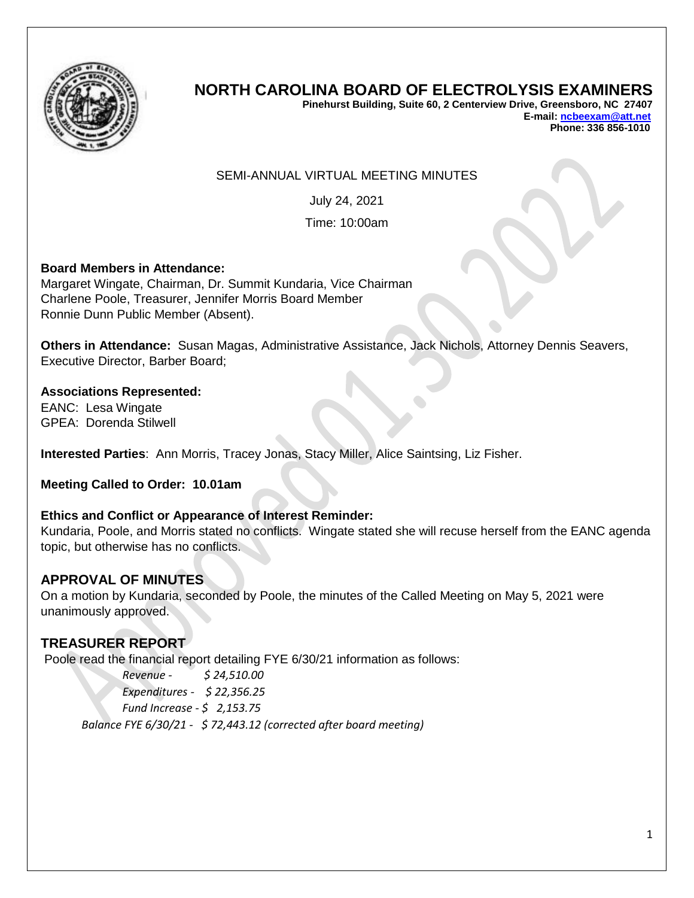# NORTH CAROLINA BOARD OF ELECTROLYSIS EXAMINERS

**Pinehurst Building, Suite 60, 2 Centerview Drive, Greensboro, NC 27407**
**E-mail: ncbeexam@att.net**
**Phone: 336 856-1010**

SEMI-ANNUAL VIRTUAL MEETING MINUTES

July 24, 2021

Time: 10:00am

**Board Members in Attendance:**
Margaret Wingate, Chairman, Dr. Summit Kundaria, Vice Chairman
Charlene Poole, Treasurer, Jennifer Morris Board Member
Ronnie Dunn Public Member (Absent).

**Others in Attendance:** Susan Magas, Administrative Assistance, Jack Nichols, Attorney Dennis Seavers, Executive Director, Barber Board;

**Associations Represented:**
EANC: Lesa Wingate
GPEA: Dorenda Stilwell

**Interested Parties**: Ann Morris, Tracey Jonas, Stacy Miller, Alice Saintsing, Liz Fisher.

**Meeting Called to Order: 10.01am**

**Ethics and Conflict or Appearance of Interest Reminder:**
Kundaria, Poole, and Morris stated no conflicts. Wingate stated she will recuse herself from the EANC agenda topic, but otherwise has no conflicts.

## APPROVAL OF MINUTES

On a motion by Kundaria, seconded by Poole, the minutes of the Called Meeting on May 5, 2021 were unanimously approved.

## TREASURER REPORT

Poole read the financial report detailing FYE 6/30/21 information as follows:

*Revenue - $ 24,510.00*
*Expenditures - $ 22,356.25*
*Fund Increase - $ 2,153.75*
*Balance FYE 6/30/21 - $ 72,443.12 (corrected after board meeting)*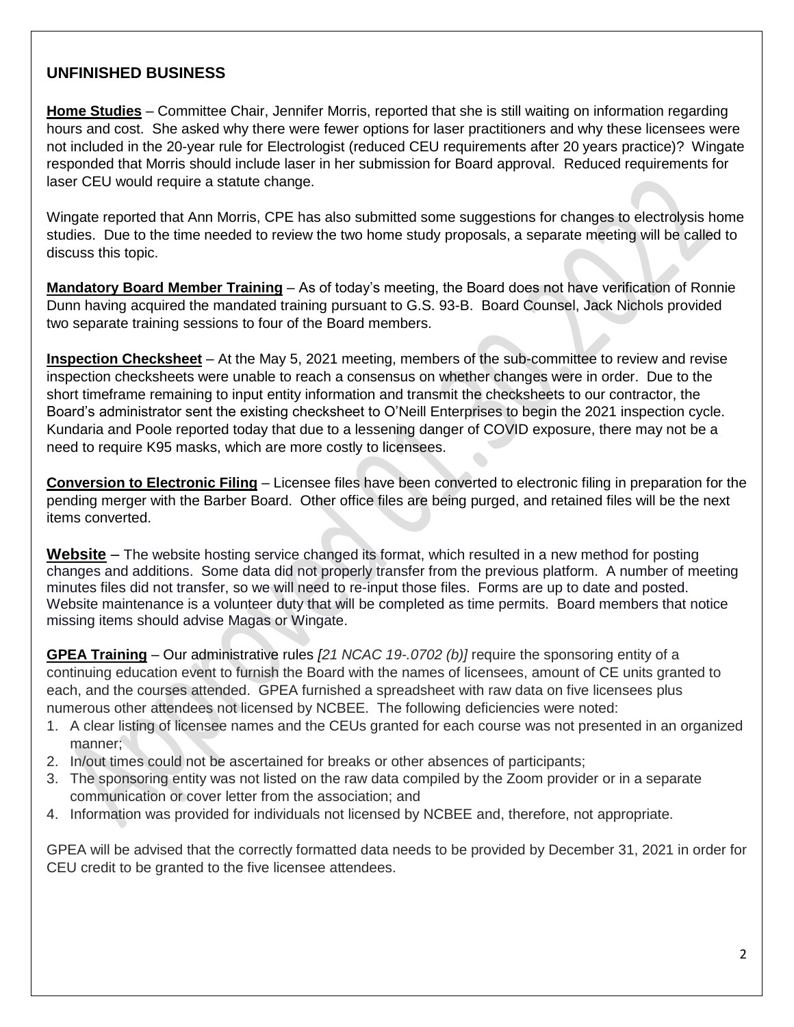## UNFINISHED BUSINESS

**Home Studies** – Committee Chair, Jennifer Morris, reported that she is still waiting on information regarding hours and cost. She asked why there were fewer options for laser practitioners and why these licensees were not included in the 20-year rule for Electrologist (reduced CEU requirements after 20 years practice)? Wingate responded that Morris should include laser in her submission for Board approval. Reduced requirements for laser CEU would require a statute change.

Wingate reported that Ann Morris, CPE has also submitted some suggestions for changes to electrolysis home studies. Due to the time needed to review the two home study proposals, a separate meeting will be called to discuss this topic.

**Mandatory Board Member Training** – As of today's meeting, the Board does not have verification of Ronnie Dunn having acquired the mandated training pursuant to G.S. 93-B. Board Counsel, Jack Nichols provided two separate training sessions to four of the Board members.

**Inspection Checksheet** – At the May 5, 2021 meeting, members of the sub-committee to review and revise inspection checksheets were unable to reach a consensus on whether changes were in order. Due to the short timeframe remaining to input entity information and transmit the checksheets to our contractor, the Board's administrator sent the existing checksheet to O'Neill Enterprises to begin the 2021 inspection cycle. Kundaria and Poole reported today that due to a lessening danger of COVID exposure, there may not be a need to require K95 masks, which are more costly to licensees.

**Conversion to Electronic Filing** – Licensee files have been converted to electronic filing in preparation for the pending merger with the Barber Board. Other office files are being purged, and retained files will be the next items converted.

**Website** – The website hosting service changed its format, which resulted in a new method for posting changes and additions. Some data did not properly transfer from the previous platform. A number of meeting minutes files did not transfer, so we will need to re-input those files. Forms are up to date and posted. Website maintenance is a volunteer duty that will be completed as time permits. Board members that notice missing items should advise Magas or Wingate.

**GPEA Training** – Our administrative rules *[21 NCAC 19-.0702 (b)]* require the sponsoring entity of a continuing education event to furnish the Board with the names of licensees, amount of CE units granted to each, and the courses attended. GPEA furnished a spreadsheet with raw data on five licensees plus numerous other attendees not licensed by NCBEE. The following deficiencies were noted:

1. A clear listing of licensee names and the CEUs granted for each course was not presented in an organized manner;
2. In/out times could not be ascertained for breaks or other absences of participants;
3. The sponsoring entity was not listed on the raw data compiled by the Zoom provider or in a separate communication or cover letter from the association; and
4. Information was provided for individuals not licensed by NCBEE and, therefore, not appropriate.

GPEA will be advised that the correctly formatted data needs to be provided by December 31, 2021 in order for CEU credit to be granted to the five licensee attendees.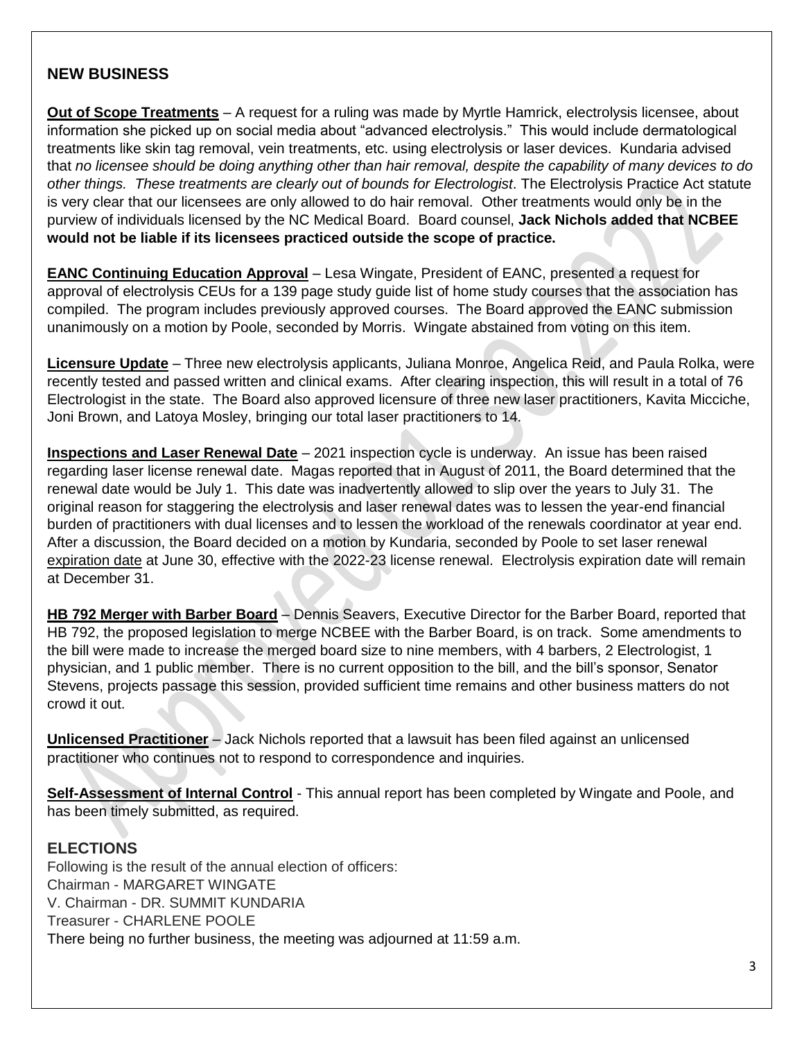## NEW BUSINESS

**Out of Scope Treatments** – A request for a ruling was made by Myrtle Hamrick, electrolysis licensee, about information she picked up on social media about "advanced electrolysis." This would include dermatological treatments like skin tag removal, vein treatments, etc. using electrolysis or laser devices. Kundaria advised that *no licensee should be doing anything other than hair removal, despite the capability of many devices to do other things. These treatments are clearly out of bounds for Electrologist*. The Electrolysis Practice Act statute is very clear that our licensees are only allowed to do hair removal. Other treatments would only be in the purview of individuals licensed by the NC Medical Board. Board counsel, **Jack Nichols added that NCBEE would not be liable if its licensees practiced outside the scope of practice.**

**EANC Continuing Education Approval** – Lesa Wingate, President of EANC, presented a request for approval of electrolysis CEUs for a 139 page study guide list of home study courses that the association has compiled. The program includes previously approved courses. The Board approved the EANC submission unanimously on a motion by Poole, seconded by Morris. Wingate abstained from voting on this item.

**Licensure Update** – Three new electrolysis applicants, Juliana Monroe, Angelica Reid, and Paula Rolka, were recently tested and passed written and clinical exams. After clearing inspection, this will result in a total of 76 Electrologist in the state. The Board also approved licensure of three new laser practitioners, Kavita Micciche, Joni Brown, and Latoya Mosley, bringing our total laser practitioners to 14.

**Inspections and Laser Renewal Date** – 2021 inspection cycle is underway. An issue has been raised regarding laser license renewal date. Magas reported that in August of 2011, the Board determined that the renewal date would be July 1. This date was inadvertently allowed to slip over the years to July 31. The original reason for staggering the electrolysis and laser renewal dates was to lessen the year-end financial burden of practitioners with dual licenses and to lessen the workload of the renewals coordinator at year end. After a discussion, the Board decided on a motion by Kundaria, seconded by Poole to set laser renewal expiration date at June 30, effective with the 2022-23 license renewal. Electrolysis expiration date will remain at December 31.

**HB 792 Merger with Barber Board** – Dennis Seavers, Executive Director for the Barber Board, reported that HB 792, the proposed legislation to merge NCBEE with the Barber Board, is on track. Some amendments to the bill were made to increase the merged board size to nine members, with 4 barbers, 2 Electrologist, 1 physician, and 1 public member. There is no current opposition to the bill, and the bill's sponsor, Senator Stevens, projects passage this session, provided sufficient time remains and other business matters do not crowd it out.

**Unlicensed Practitioner** – Jack Nichols reported that a lawsuit has been filed against an unlicensed practitioner who continues not to respond to correspondence and inquiries.

**Self-Assessment of Internal Control** - This annual report has been completed by Wingate and Poole, and has been timely submitted, as required.

## ELECTIONS

Following is the result of the annual election of officers:
Chairman - MARGARET WINGATE
V. Chairman - DR. SUMMIT KUNDARIA
Treasurer - CHARLENE POOLE

There being no further business, the meeting was adjourned at 11:59 a.m.